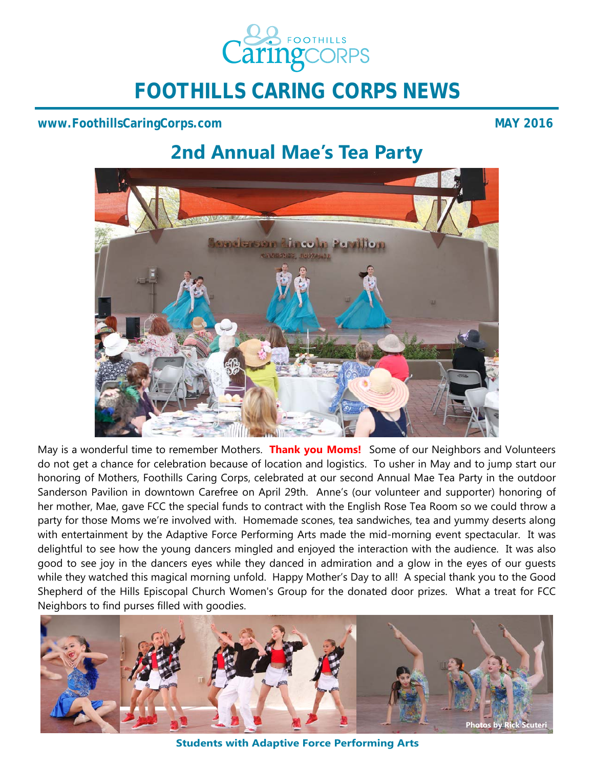# FOOTHILLS CARING CORPS NEWS

**www.FoothillsCaringCorps.com** **MAY 2016**

## 2nd Annual Mae's Tea Party

May is a wonderful time to remember Mothers. **Thank you Moms!** Some of our Neighbors and Volunteers do not get a chance for celebration because of location and logistics. To usher in May and to jump start our honoring of Mothers, Foothills Caring Corps, celebrated at our second Annual Mae Tea Party in the outdoor Sanderson Pavilion in downtown Carefree on April 29th. Anne's (our volunteer and supporter) honoring of her mother, Mae, gave FCC the special funds to contract with the English Rose Tea Room so we could throw a party for those Moms we're involved with. Homemade scones, tea sandwiches, tea and yummy deserts along with entertainment by the Adaptive Force Performing Arts made the mid-morning event spectacular. It was delightful to see how the young dancers mingled and enjoyed the interaction with the audience. It was also good to see joy in the dancers eyes while they danced in admiration and a glow in the eyes of our guests while they watched this magical morning unfold. Happy Mother's Day to all! A special thank you to the Good Shepherd of the Hills Episcopal Church Women's Group for the donated door prizes. What a treat for FCC Neighbors to find purses filled with goodies.

Photos by Rick Scuteri

**Students with Adaptive Force Performing Arts**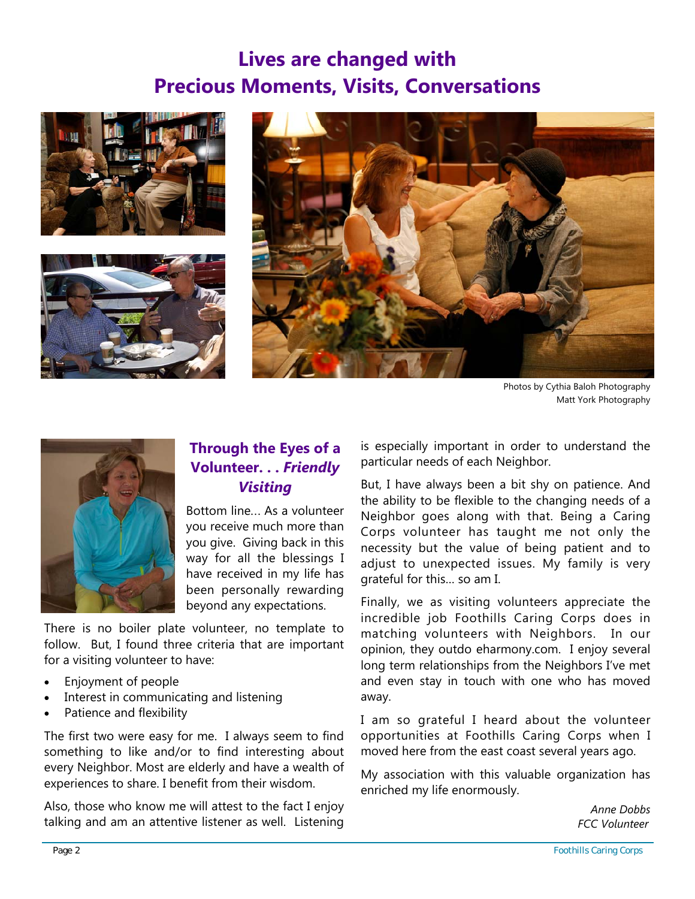# Lives are changed with Precious Moments, Visits, Conversations

Photos by Cythia Baloh Photography
Matt York Photography

## Through the Eyes of a Volunteer. . . *Friendly Visiting*

Bottom line… As a volunteer you receive much more than you give. Giving back in this way for all the blessings I have received in my life has been personally rewarding beyond any expectations.

There is no boiler plate volunteer, no template to follow. But, I found three criteria that are important for a visiting volunteer to have:

- Enjoyment of people
- Interest in communicating and listening
- Patience and flexibility

The first two were easy for me. I always seem to find something to like and/or to find interesting about every Neighbor. Most are elderly and have a wealth of experiences to share. I benefit from their wisdom.

Also, those who know me will attest to the fact I enjoy talking and am an attentive listener as well. Listening is especially important in order to understand the particular needs of each Neighbor.

But, I have always been a bit shy on patience. And the ability to be flexible to the changing needs of a Neighbor goes along with that. Being a Caring Corps volunteer has taught me not only the necessity but the value of being patient and to adjust to unexpected issues. My family is very grateful for this… so am I.

Finally, we as visiting volunteers appreciate the incredible job Foothills Caring Corps does in matching volunteers with Neighbors. In our opinion, they outdo eharmony.com. I enjoy several long term relationships from the Neighbors I've met and even stay in touch with one who has moved away.

I am so grateful I heard about the volunteer opportunities at Foothills Caring Corps when I moved here from the east coast several years ago.

My association with this valuable organization has enriched my life enormously.

*Anne Dobbs*
*FCC Volunteer*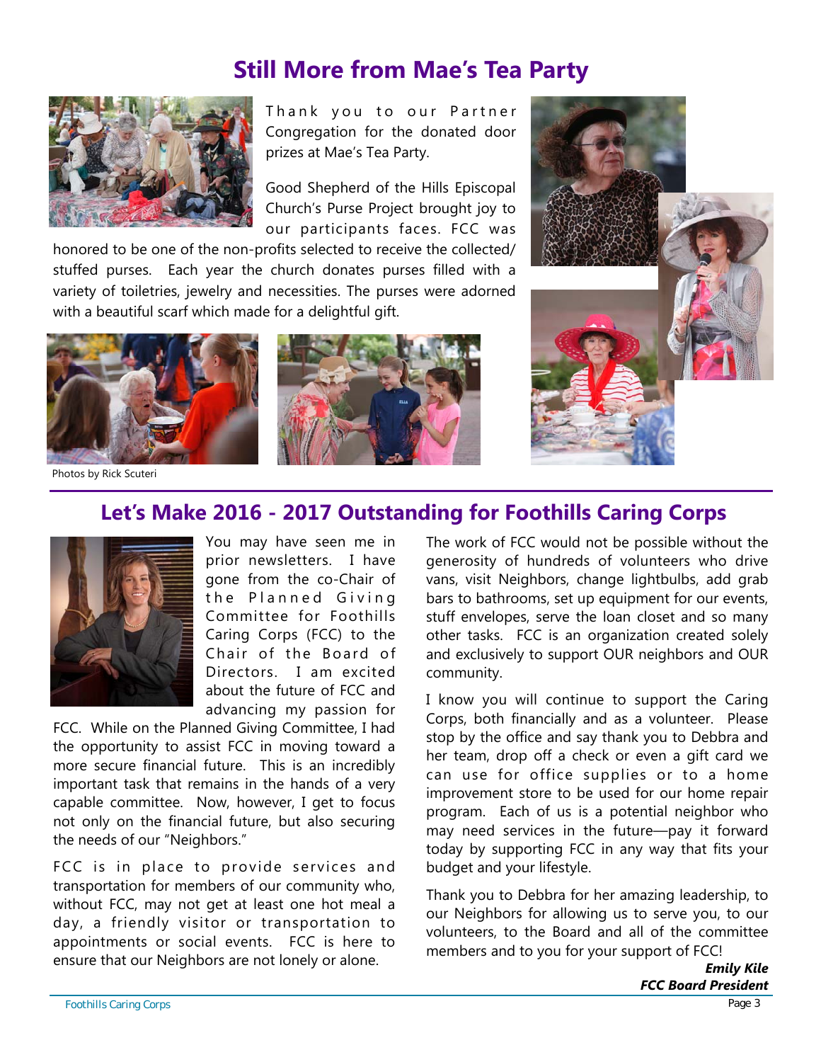## Still More from Mae's Tea Party

Thank you to our Partner Congregation for the donated door prizes at Mae's Tea Party.

Good Shepherd of the Hills Episcopal Church's Purse Project brought joy to our participants faces. FCC was honored to be one of the non-profits selected to receive the collected/stuffed purses. Each year the church donates purses filled with a variety of toiletries, jewelry and necessities. The purses were adorned with a beautiful scarf which made for a delightful gift.

Photos by Rick Scuteri

## Let's Make 2016 - 2017 Outstanding for Foothills Caring Corps

You may have seen me in prior newsletters. I have gone from the co-Chair of the Planned Giving Committee for Foothills Caring Corps (FCC) to the Chair of the Board of Directors. I am excited about the future of FCC and advancing my passion for FCC. While on the Planned Giving Committee, I had the opportunity to assist FCC in moving toward a more secure financial future. This is an incredibly important task that remains in the hands of a very capable committee. Now, however, I get to focus not only on the financial future, but also securing the needs of our "Neighbors."

FCC is in place to provide services and transportation for members of our community who, without FCC, may not get at least one hot meal a day, a friendly visitor or transportation to appointments or social events. FCC is here to ensure that our Neighbors are not lonely or alone.

The work of FCC would not be possible without the generosity of hundreds of volunteers who drive vans, visit Neighbors, change lightbulbs, add grab bars to bathrooms, set up equipment for our events, stuff envelopes, serve the loan closet and so many other tasks. FCC is an organization created solely and exclusively to support OUR neighbors and OUR community.

I know you will continue to support the Caring Corps, both financially and as a volunteer. Please stop by the office and say thank you to Debbra and her team, drop off a check or even a gift card we can use for office supplies or to a home improvement store to be used for our home repair program. Each of us is a potential neighbor who may need services in the future—pay it forward today by supporting FCC in any way that fits your budget and your lifestyle.

Thank you to Debbra for her amazing leadership, to our Neighbors for allowing us to serve you, to our volunteers, to the Board and all of the committee members and to you for your support of FCC!

***Emily Kile***
***FCC Board President***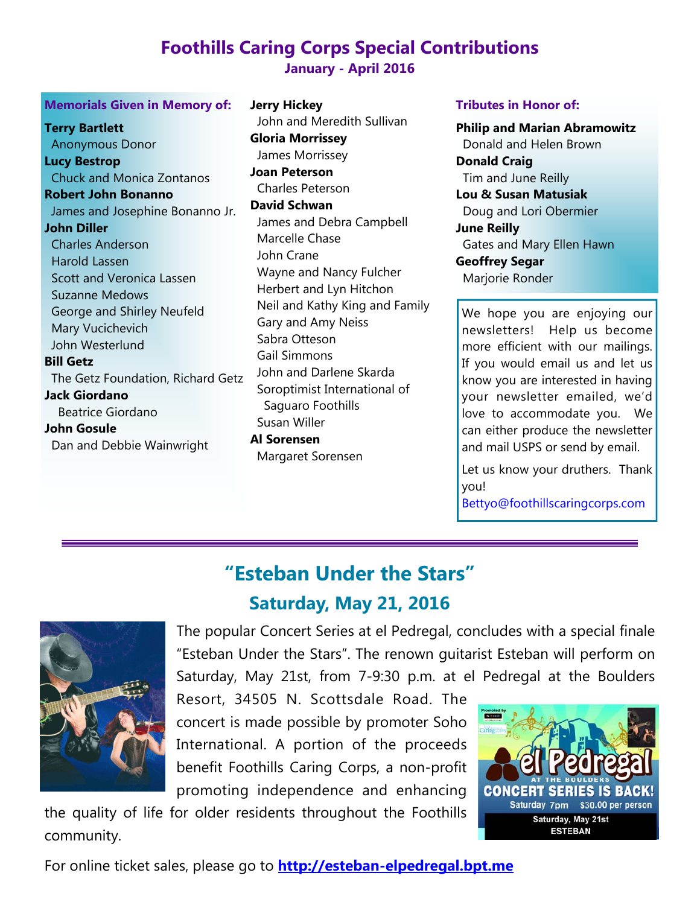# Foothills Caring Corps Special Contributions

**January - April 2016**

### Memorials Given in Memory of:

**Terry Bartlett**
Anonymous Donor

**Lucy Bestrop**
Chuck and Monica Zontanos

**Robert John Bonanno**
James and Josephine Bonanno Jr.

**John Diller**
Charles Anderson
Harold Lassen
Scott and Veronica Lassen
Suzanne Medows
George and Shirley Neufeld
Mary Vucichevich
John Westerlund

**Bill Getz**
The Getz Foundation, Richard Getz

**Jack Giordano**
Beatrice Giordano

**John Gosule**
Dan and Debbie Wainwright

**Jerry Hickey**
John and Meredith Sullivan

**Gloria Morrissey**
James Morrissey

**Joan Peterson**
Charles Peterson

**David Schwan**
James and Debra Campbell
Marcelle Chase
John Crane
Wayne and Nancy Fulcher
Herbert and Lyn Hitchon
Neil and Kathy King and Family
Gary and Amy Neiss
Sabra Otteson
Gail Simmons
John and Darlene Skarda
Soroptimist International of Saguaro Foothills
Susan Willer

**Al Sorensen**
Margaret Sorensen

### Tributes in Honor of:

**Philip and Marian Abramowitz**
Donald and Helen Brown

**Donald Craig**
Tim and June Reilly

**Lou & Susan Matusiak**
Doug and Lori Obermier

**June Reilly**
Gates and Mary Ellen Hawn

**Geoffrey Segar**
Marjorie Ronder

We hope you are enjoying our newsletters! Help us become more efficient with our mailings. If you would email us and let us know you are interested in having your newsletter emailed, we'd love to accommodate you. We can either produce the newsletter and mail USPS or send by email.

Let us know your druthers. Thank you!
Bettyo@foothillscaringcorps.com

---

## "Esteban Under the Stars"

### Saturday, May 21, 2016

The popular Concert Series at el Pedregal, concludes with a special finale "Esteban Under the Stars". The renown guitarist Esteban will perform on Saturday, May 21st, from 7-9:30 p.m. at el Pedregal at the Boulders Resort, 34505 N. Scottsdale Road. The concert is made possible by promoter Soho International. A portion of the proceeds benefit Foothills Caring Corps, a non-profit promoting independence and enhancing the quality of life for older residents throughout the Foothills community.

For online ticket sales, please go to **http://esteban-elpedregal.bpt.me**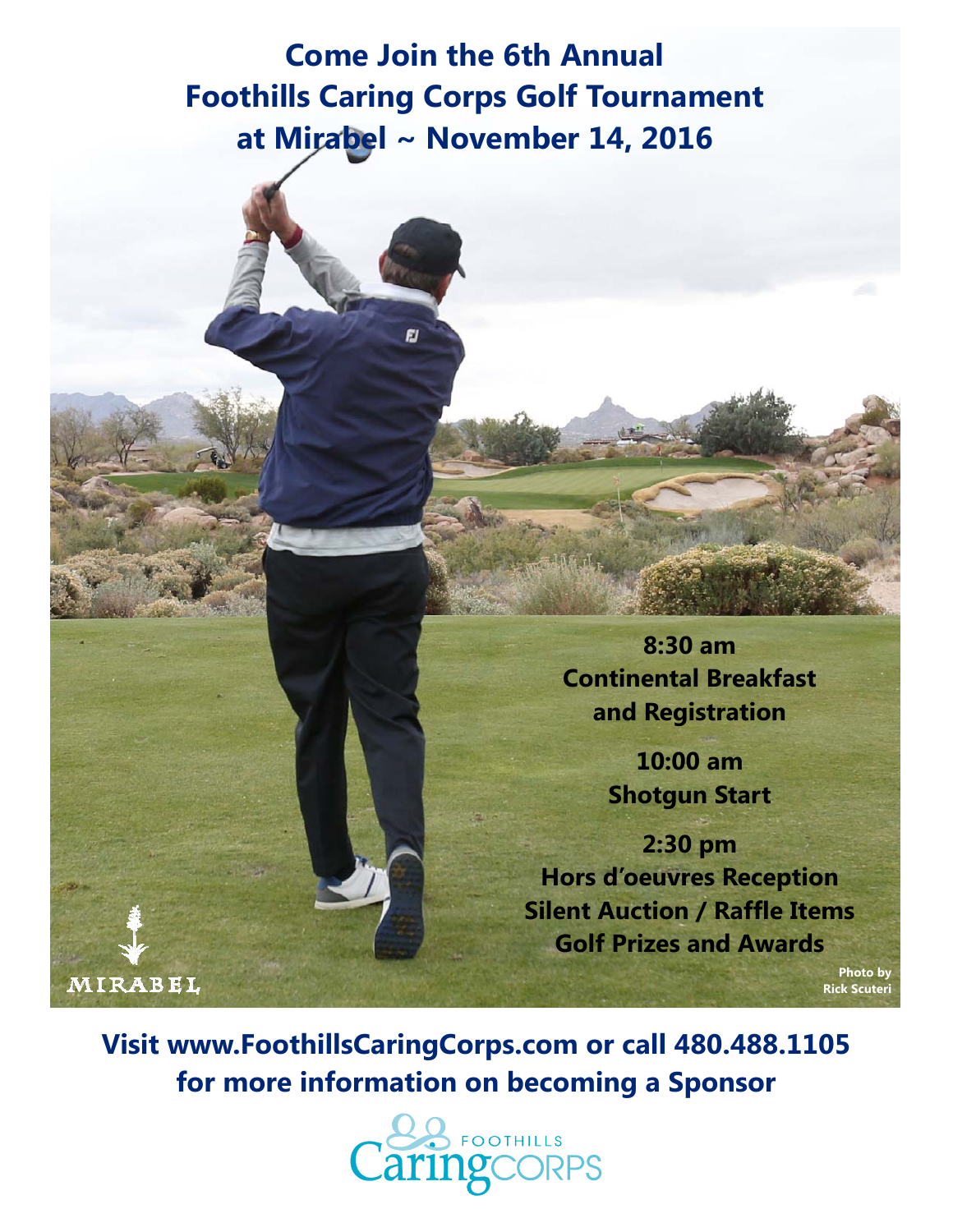# Come Join the 6th Annual Foothills Caring Corps Golf Tournament at Mirabel ~ November 14, 2016

**8:30 am**
**Continental Breakfast and Registration**

**10:00 am**
**Shotgun Start**

**2:30 pm**
**Hors d'oeuvres Reception**
**Silent Auction / Raffle Items**
**Golf Prizes and Awards**

MIRABEL

Photo by Rick Scuteri

**Visit www.FoothillsCaringCorps.com or call 480.488.1105 for more information on becoming a Sponsor**

Foothills Caring Corps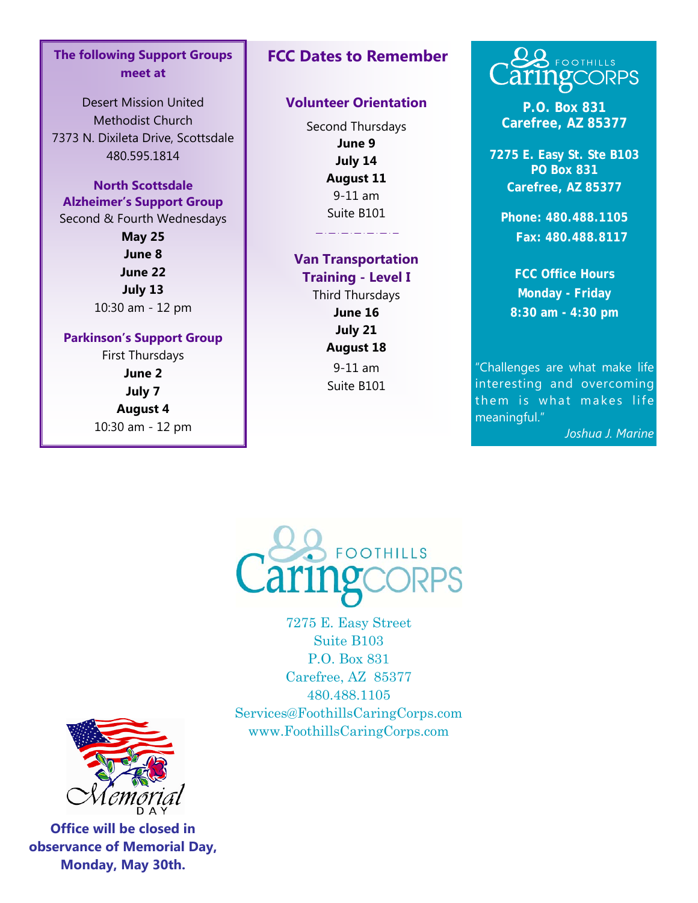**The following Support Groups meet at**

Desert Mission United Methodist Church
7373 N. Dixileta Drive, Scottsdale
480.595.1814

**North Scottsdale Alzheimer's Support Group**
Second & Fourth Wednesdays
**May 25**
**June 8**
**June 22**
**July 13**
10:30 am - 12 pm

**Parkinson's Support Group**
First Thursdays
**June 2**
**July 7**
**August 4**
10:30 am - 12 pm

## FCC Dates to Remember

### Volunteer Orientation

Second Thursdays
**June 9**
**July 14**
**August 11**
9-11 am
Suite B101

### Van Transportation Training - Level I

Third Thursdays
**June 16**
**July 21**
**August 18**
9-11 am
Suite B101

Foothills Caring Corps

**P.O. Box 831**
**Carefree, AZ 85377**

**7275 E. Easy St. Ste B103**
**PO Box 831**
**Carefree, AZ 85377**

**Phone: 480.488.1105**
**Fax: 480.488.8117**

**FCC Office Hours**
**Monday - Friday**
**8:30 am - 4:30 pm**

"Challenges are what make life interesting and overcoming them is what makes life meaningful."
*Joshua J. Marine*

Foothills Caring Corps

7275 E. Easy Street
Suite B103
P.O. Box 831
Carefree, AZ 85377
480.488.1105
Services@FoothillsCaringCorps.com
www.FoothillsCaringCorps.com

Memorial Day

**Office will be closed in observance of Memorial Day, Monday, May 30th.**